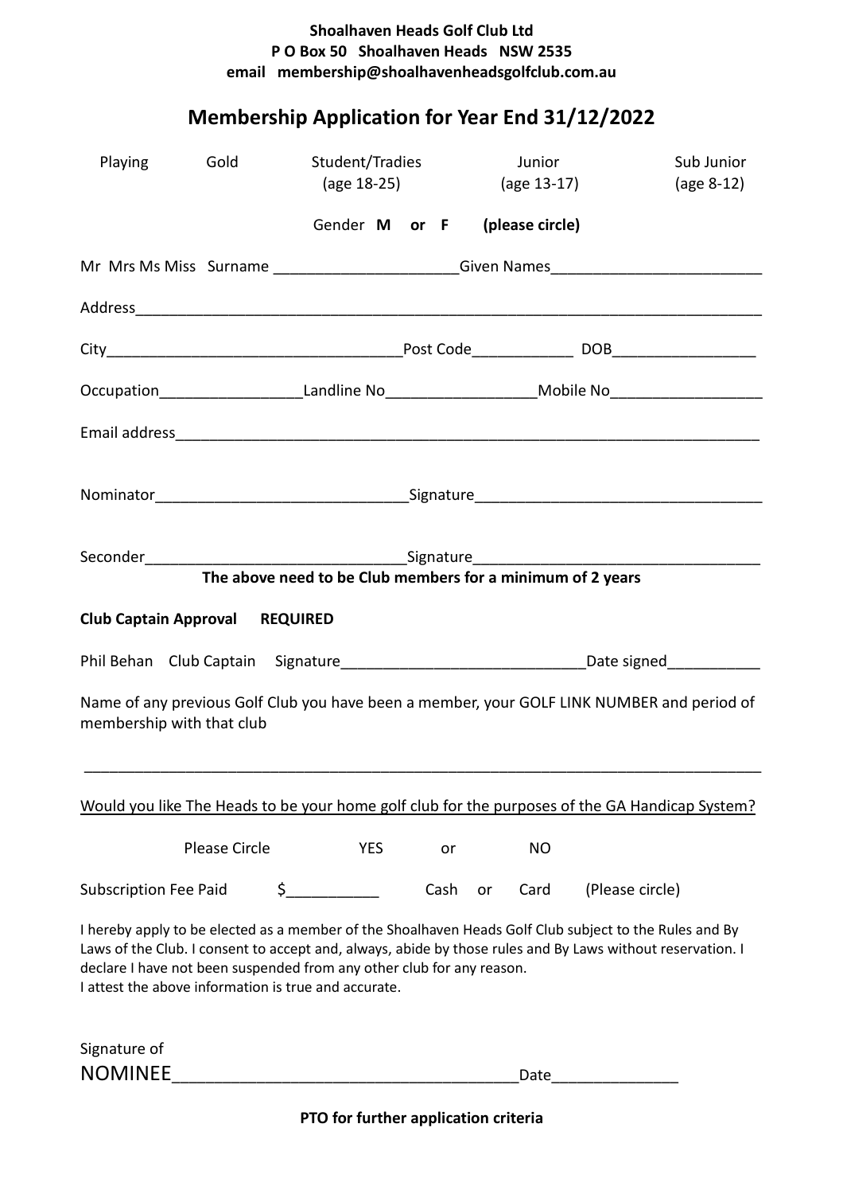**Shoalhaven Heads Golf Club Ltd**
**P O Box 50 Shoalhaven Heads NSW 2535**
**email membership@shoalhavenheadsgolfclub.com.au**

# Membership Application for Year End 31/12/2022

| Playing | Gold | Student/Tradies (age 18-25) | Junior (age 13-17) | Sub Junior (age 8-12) |
|---|---|---|---|---|

Gender **M** or **F** **(please circle)**

Mr Mrs Ms Miss Surname ______________________Given Names_________________________

Address____________________________________________________________________________

City___________________________________Post Code____________ DOB_________________

Occupation_________________Landline No__________________Mobile No__________________

Email address_______________________________________________________________________

Nominator______________________________Signature__________________________________

Seconder_______________________________Signature_________________________________

**The above need to be Club members for a minimum of 2 years**

**Club Captain Approval REQUIRED**

Phil Behan Club Captain Signature_____________________________Date signed___________

Name of any previous Golf Club you have been a member, your GOLF LINK NUMBER and period of membership with that club

_____________________________________________________________________________________

Would you like The Heads to be your home golf club for the purposes of the GA Handicap System?

Please Circle YES or NO

Subscription Fee Paid $___________ Cash or Card (Please circle)

I hereby apply to be elected as a member of the Shoalhaven Heads Golf Club subject to the Rules and By Laws of the Club. I consent to accept and, always, abide by those rules and By Laws without reservation. I declare I have not been suspended from any other club for any reason.
I attest the above information is true and accurate.

Signature of
NOMINEE_____________________________________Date______________

**PTO for further application criteria**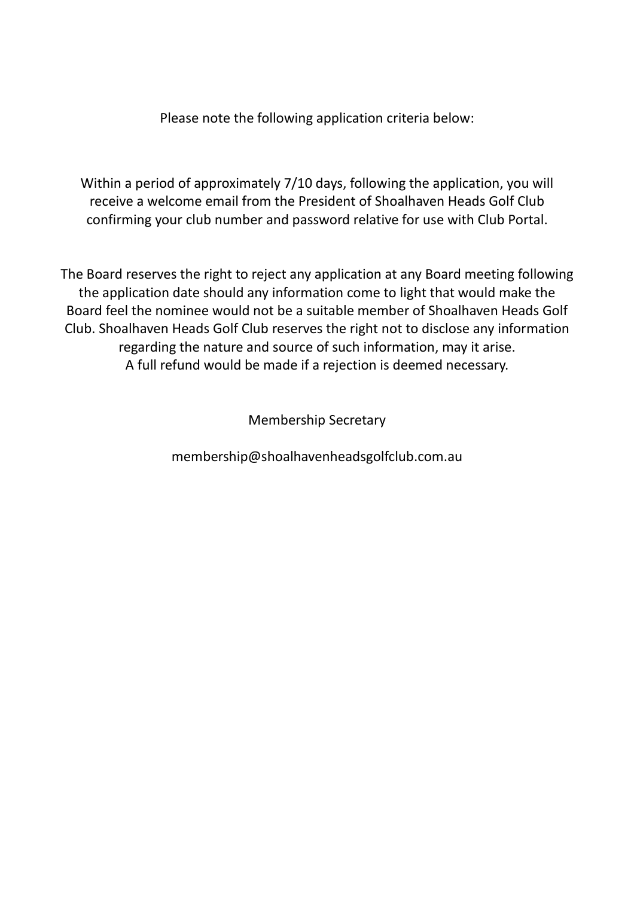Please note the following application criteria below:

Within a period of approximately 7/10 days, following the application, you will receive a welcome email from the President of Shoalhaven Heads Golf Club confirming your club number and password relative for use with Club Portal.

The Board reserves the right to reject any application at any Board meeting following the application date should any information come to light that would make the Board feel the nominee would not be a suitable member of Shoalhaven Heads Golf Club. Shoalhaven Heads Golf Club reserves the right not to disclose any information regarding the nature and source of such information, may it arise.
A full refund would be made if a rejection is deemed necessary.

Membership Secretary

membership@shoalhavenheadsgolfclub.com.au